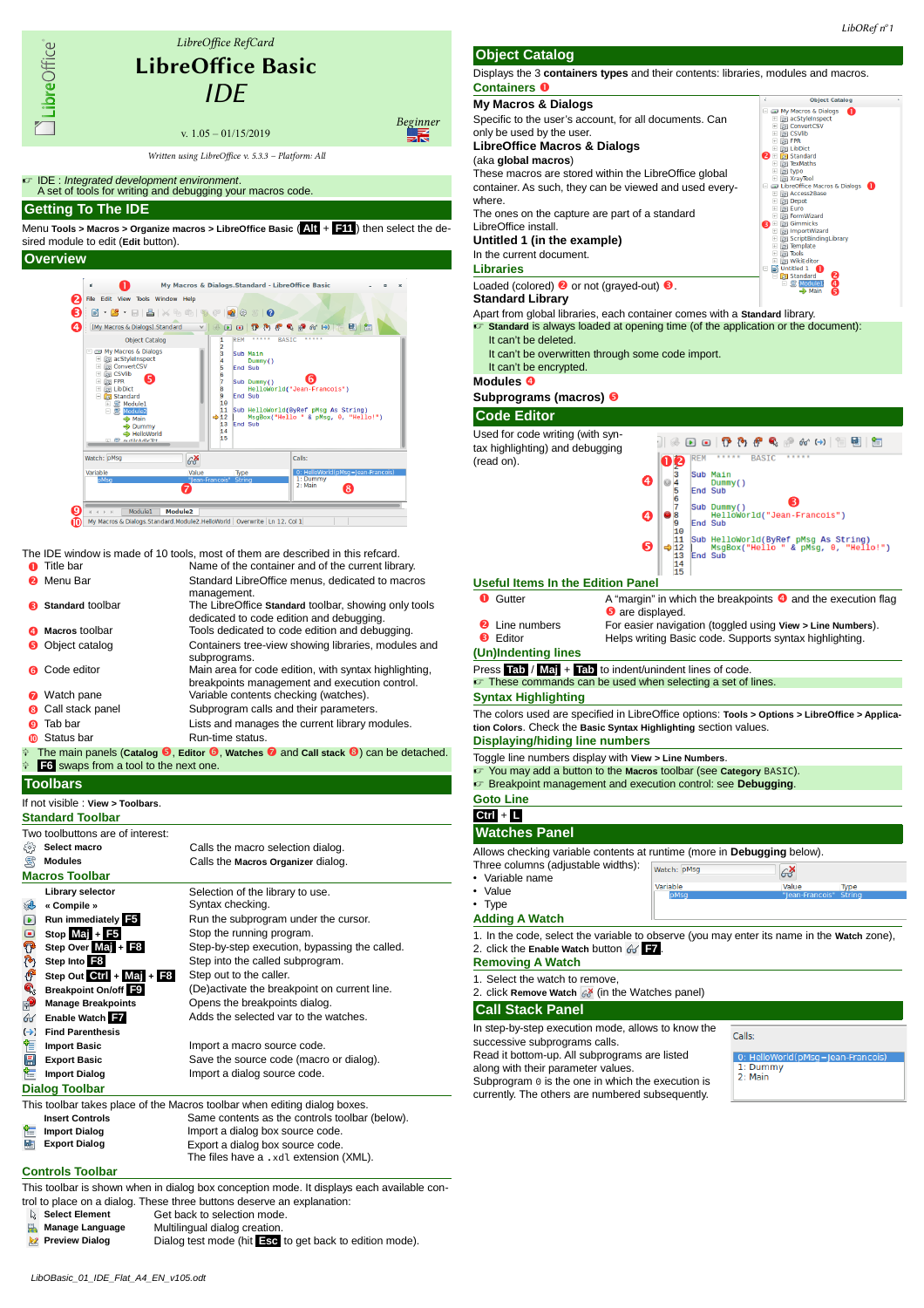LibreOffice RefCard

# LibreOffice Basic

# IDE

Beginner

v. 1.05 – 01/15/2019

*Written using LibreOffice v. 5.3.3 – Platform: All*

☞ IDE : *Integrated development environment*.
A set of tools for writing and debugging your macros code.

## Getting To The IDE

Menu **Tools > Macros > Organize macros > LibreOffice Basic** (**Alt** + **F11**) then select the desired module to edit (**Edit** button).

## Overview

The IDE window is made of 10 tools, most of them are described in this refcard.

| | |
|---|---|
| ❶ Title bar | Name of the container and of the current library. |
| ❷ Menu Bar | Standard LibreOffice menus, dedicated to macros management. |
| ❸ **Standard** toolbar | The LibreOffice **Standard** toolbar, showing only tools dedicated to code edition and debugging. |
| ❹ **Macros** toolbar | Tools dedicated to code edition and debugging. |
| ❺ Object catalog | Containers tree-view showing libraries, modules and subprograms. |
| ❻ Code editor | Main area for code edition, with syntax highlighting, breakpoints management and execution control. |
| ❼ Watch pane | Variable contents checking (watches). |
| ❽ Call stack panel | Subprogram calls and their parameters. |
| ❾ Tab bar | Lists and manages the current library modules. |
| ❿ Status bar | Run-time status. |

✧ The main panels (**Catalog** ❺, **Editor** ❻, **Watches** ❼ and **Call stack** ❽) can be detached.
✧ **F6** swaps from a tool to the next one.

## Toolbars

If not visible : **View > Toolbars**.

### Standard Toolbar

Two toolbuttons are of interest:

| | |
|---|---|
| **Select macro** | Calls the macro selection dialog. |
| **Modules** | Calls the **Macros Organizer** dialog. |

### Macros Toolbar

| | |
|---|---|
| **Library selector** | Selection of the library to use. |
| **« Compile »** | Syntax checking. |
| **Run immediately** **F5** | Run the subprogram under the cursor. |
| **Stop** **Maj** + **F5** | Stop the running program. |
| **Step Over** **Maj** + **F8** | Step-by-step execution, bypassing the called. |
| **Step Into** **F8** | Step-by-step into the called subprogram. |
| **Step Out** **Ctrl** + **Maj** + **F8** | Step out to the caller. |
| **Breakpoint On/off** **F9** | (De)activate the breakpoint on current line. |
| **Manage Breakpoints** | Opens the breakpoints dialog. |
| **Enable Watch** **F7** | Adds the selected var to the watches. |
| **Find Parenthesis** | |
| **Import Basic** | Import a macro source code. |
| **Export Basic** | Save the source code (macro or dialog). |
| **Import Dialog** | Import a dialog source code. |

### Dialog Toolbar

This toolbar takes place of the Macros toolbar when editing dialog boxes.

| | |
|---|---|
| **Insert Controls** | Same contents as the controls toolbar (below). |
| **Import Dialog** | Import a dialog box source code. |
| **Export Dialog** | Export a dialog box source code. The files have a `.xdl` extension (XML). |

### Controls Toolbar

This toolbar is shown when in dialog box conception mode. It displays each available control on a dialog. These three buttons deserve an explanation:

| | |
|---|---|
| **Select Element** | Get back to selection mode. |
| **Manage Language** | Multilingual dialog creation. |
| **Preview Dialog** | Dialog test mode (hit **Esc** to get back to edition mode). |

## Object Catalog

Displays the 3 **containers types** and their contents: libraries, modules and macros.

### Containers ❶

**My Macros & Dialogs**
Specific to the user's account, for all documents. Can only be used by the user.

**LibreOffice Macros & Dialogs**
(aka **global macros**)
These macros are stored within the LibreOffice global container. As such, they can be viewed and used everywhere.
The ones on the capture are part of a standard LibreOffice install.

**Untitled 1 (in the example)**
In the current document.

### Libraries

Loaded (colored) ❷ or not (grayed-out) ❸.

**Standard Library**
Apart from global libraries, each container comes with a **Standard** library.
☞ **Standard** is always loaded at opening time (of the application or the document):
It can't be deleted.
It can't be overwritten through some code import.
It can't be encrypted.

**Modules** ❹

**Subprograms (macros)** ❺

## Code Editor

Used for code writing (with syntax highlighting) and debugging (read on).

### Useful Items In the Edition Panel

| | |
|---|---|
| ❶ Gutter | A "margin" in which the breakpoints ❹ and the execution flag ❺ are displayed. |
| ❷ Line numbers | For easier navigation (toggled using **View > Line Numbers**). |
| ❸ Editor | Helps writing Basic code. Supports syntax highlighting. |

### (Un)Indenting lines

Press **Tab** / **Maj** + **Tab** to indent/unindent lines of code.
☞ These commands can be used when selecting a set of lines.

### Syntax Highlighting

The colors used are specified in LibreOffice options: **Tools > Options > LibreOffice > Application Colors**. Check the **Basic Syntax Highlighting** section values.

### Displaying/hiding line numbers

Toggle line numbers display with **View > Line Numbers**.
☞ You may add a button to the **Macros** toolbar (see **Category** `BASIC`).
☞ Breakpoint management and execution control: see **Debugging**.

### Goto Line

**Ctrl** + **L**

## Watches Panel

Allows checking variable contents at runtime (more in **Debugging** below).
Three columns (adjustable widths):
- Variable name
- Value
- Type

### Adding A Watch

1. In the code, select the variable to observe (you may enter its name in the **Watch** zone),
2. click the **Enable Watch** button **F7**.

### Removing A Watch

1. Select the watch to remove,
2. click **Remove Watch** (in the Watches panel)

## Call Stack Panel

In step-by-step execution mode, allows to know the successive subprograms calls.
Read it bottom-up. All subprograms are listed along with their parameter values.
Subprogram `0` is the one in which the execution is currently. The others are numbered subsequently.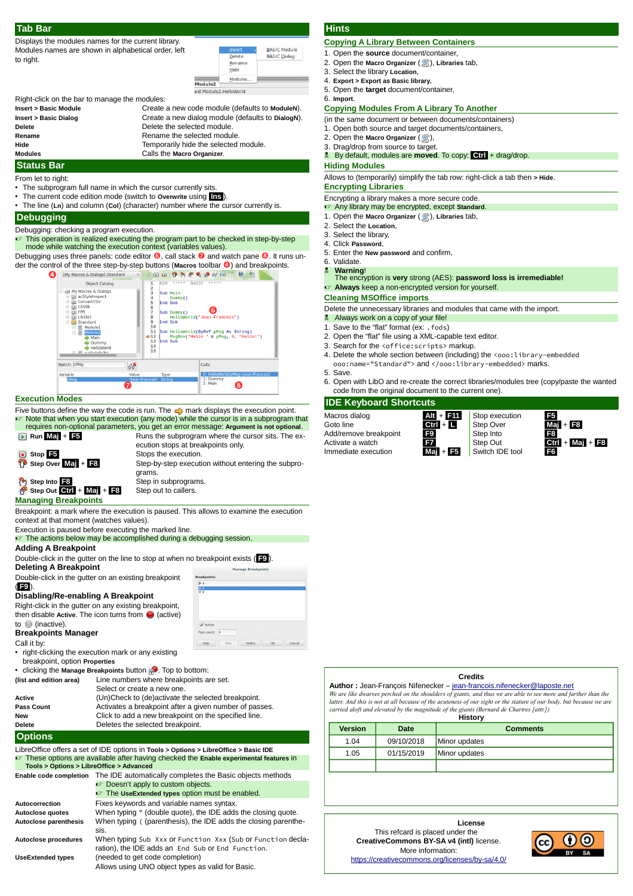## Tab Bar

Displays the modules names for the current library. Modules names are shown in alphabetical order, left to right.

Right-click on the bar to manage the modules:

| | |
|---|---|
| **Insert > Basic Module** | Create a new code module (defaults to **ModuleN**). |
| **Insert > Basic Dialog** | Create a new dialog module (defaults to **DialogN**). |
| **Delete** | Delete the selected module. |
| **Rename** | Rename the selected module. |
| **Hide** | Temporarily hide the selected module. |
| **Modules** | Calls the **Macro Organizer**. |

## Status Bar

From let to right:

- The subprogram full name in which the cursor currently sits.
- The current code edition mode (switch to **Overwrite** using Ins).
- The line (**Ln**) and column (**Col**) (character) number where the cursor currently is.

## Debugging

Debugging: checking a program execution.

☞ This operation is realized executing the program part to be checked in step-by-step mode while watching the execution context (variables values).

Debugging uses three panels: code editor ❻, call stack ❼ and watch pane ❽. It runs under the control of the three step-by-step buttons (**Macros** toolbar ❹) and breakpoints.

### Execution Modes

Five buttons define the way the code is run. The ➪ mark displays the execution point.

☞ Note that when you start execution (any mode) while the cursor is in a subprogram that requires non-optional parameters, you get an error message: **Argument is not optional**.

| | |
|---|---|
| **Run** Maj + F5 | Runs the subprogram where the cursor sits. The execution stops at breakpoints only. |
| **Stop** F5 | Stops the execution. |
| **Step Over** Maj + F8 | Step-by-step execution without entering the subprograms. |
| **Step Into** F8 | Step in subprograms. |
| **Step Out** Ctrl + Maj + F8 | Step out to callers. |

### Managing Breakpoints

Breakpoint: a mark where the execution is paused. This allows to examine the execution context at that moment (watches values).

Execution is paused before executing the marked line.

☞ The actions below may be accomplished during a debugging session.

#### Adding A Breakpoint

Double-click in the gutter on the line to stop at when no breakpoint exists (F9).

#### Deleting A Breakpoint

Double-click in the gutter on an existing breakpoint (F9).

#### Disabling/Re-enabling A Breakpoint

Right-click in the gutter on any existing breakpoint, then disable **Active**. The icon turns from (active) to (inactive).

#### Breakpoints Manager

Call it by:

- right-clicking the execution mark or any existing breakpoint, option **Properties**
- clicking the **Manage Breakpoints** button. Top to bottom:

| | |
|---|---|
| **(list and edition area)** | Line numbers where breakpoints are set. Select or create a new one. |
| **Active** | (Un)Check to (de)activate the selected breakpoint. |
| **Pass Count** | Activates a breakpoint after a given number of passes. |
| **New** | Click to add a new breakpoint on the specified line. |
| **Delete** | Deletes the selected breakpoint. |

## Options

LibreOffice offers a set of IDE options in **Tools > Options > LibreOffice > Basic IDE**

☞ These options are available after having checked the **Enable experimental features** in **Tools > Options > LibreOffice > Advanced**

| | |
|---|---|
| **Enable code completion** | The IDE automatically completes the Basic objects methods<br>☞ Doesn't apply to custom objects.<br>☞ The **UseExtended types** option must be enabled. |
| **Autocorrection** | Fixes keywords and variable names syntax. |
| **Autoclose quotes** | When typing " (double quote), the IDE adds the closing quote. |
| **Autoclose parenthesis** | When typing ( (parenthesis), the IDE adds the closing parenthesis. |
| **Autoclose procedures** | When typing `Sub Xxx` or `Function Xxx` (Sub or Function declaration), the IDE adds an `End Sub` or `End Function`. |
| **UseExtended types** | (needed to get code completion)<br>Allows using UNO object types as valid for Basic. |

## Hints

### Copying A Library Between Containers

1. Open the **source** document/container,
2. Open the **Macro Organizer**, **Libraries** tab,
3. Select the library **Location**,
4. **Export > Export as Basic library**,
5. Open the **target** document/container,
6. **Import**.

### Copying Modules From A Library To Another

(in the same document or between documents/containers)

1. Open both source and target documents/containers,
2. Open the **Macro Organizer**,
3. Drag/drop from source to target.

☛ By default, modules are **moved**. To copy: Ctrl + drag/drop.

### Hiding Modules

Allows to (temporarily) simplify the tab row: right-click a tab then **> Hide**.

### Encrypting Libraries

Encrypting a library makes a more secure code.

☞ Any library may be encrypted, except **Standard**.

1. Open the **Macro Organizer**, **Libraries** tab,
2. Select the **Location**,
3. Select the library,
4. Click **Password**,
5. Enter the **New password** and confirm,
6. Validate.

☛ **Warning**! The encryption is **very** strong (AES): **password loss is irremediable!**
**Always** keep a non-encrypted version for yourself.

### Cleaning MSOffice imports

Delete the unnecessary libraries and modules that came with the import.

☛ Always work on a copy of your file!

1. Save to the "flat" format (ex: `.fods`)
2. Open the "flat" file using a XML-capable text editor.
3. Search for the `<office:scripts>` markup.
4. Delete the whole section between (including) the `<ooo:library-embedded ooo:name="Standard">` and `</ooo:library-embedded>` marks.
5. Save.
6. Open with LibO and re-create the correct libraries/modules tree (copy/paste the wanted code from the original document to the current one).

## IDE Keyboard Shortcuts

| | | | |
|---|---|---|---|
| Macros dialog | Alt + F11 | Stop execution | F5 |
| Goto line | Ctrl + L | Step Over | Maj + F8 |
| Add/remove breakpoint | F9 | Step Into | F8 |
| Activate a watch | F7 | Step Out | Ctrl + Maj + F8 |
| Immediate execution | Maj + F5 | Switch IDE tool | F6 |

**Credits**

**Author :** Jean-François Nifenecker – jean-francois.nifenecker@laposte.net

*We are like dwarves perched on the shoulders of giants, and thus we are able to see more and farther than the latter. And this is not at all because of the acuteness of our sight or the stature of our body, but because we are carried aloft and elevated by the magnitude of the giants (Bernard de Chartres [attr.])*

**History**

| Version | Date | Comments |
|---|---|---|
| 1.04 | 09/10/2018 | Minor updates |
| 1.05 | 01/15/2019 | Minor updates |
| | | |

**License**

This refcard is placed under the **CreativeCommons BY-SA v4 (intl)** license.
More information:
https://creativecommons.org/licenses/by-sa/4.0/